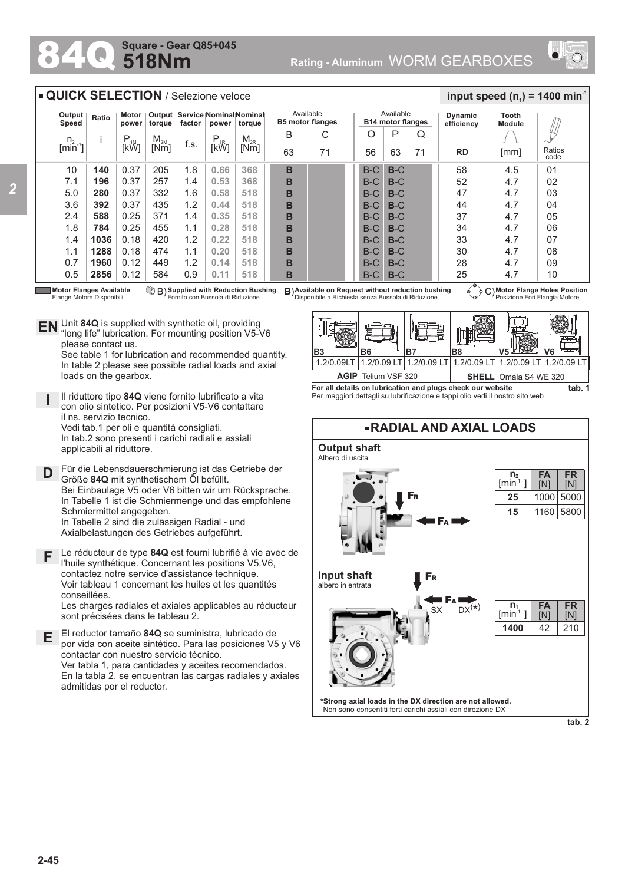# 84Q Square - Gear Q85+045 518Nm

Rating - Aluminum WORM GEARBOXES

## QUICK SELECTION / Selezione veloce

input speed ($n_1$) = 1400 min$^{-1}$

| Output Speed $n_2$ [min$^{-1}$] | Ratio i | Motor power $P_{1M}$ [kW] | Output torque $M_{2M}$ [Nm] | Service factor f.s. | Nominal power $P_{1R}$ [kW] | Nominal torque $M_{2R}$ [Nm] | Available B5 motor flanges B 63 | C 71 | Available B14 motor flanges O 56 | P 63 | Q 71 | Dynamic efficiency RD | Tooth Module [mm] | Ratios code |
|---|---|---|---|---|---|---|---|---|---|---|---|---|---|---|
| 10 | **140** | 0.37 | 205 | 1.8 | 0.66 | 368 | B | | B-C | B-C | | 58 | 4.5 | 01 |
| 7.1 | **196** | 0.37 | 257 | 1.4 | 0.53 | 368 | B | | B-C | B-C | | 52 | 4.7 | 02 |
| 5.0 | **280** | 0.37 | 332 | 1.6 | 0.58 | 518 | B | | B-C | B-C | | 47 | 4.7 | 03 |
| 3.6 | **392** | 0.37 | 435 | 1.2 | 0.44 | 518 | B | | B-C | B-C | | 44 | 4.7 | 04 |
| 2.4 | **588** | 0.25 | 371 | 1.4 | 0.35 | 518 | B | | B-C | B-C | | 37 | 4.7 | 05 |
| 1.8 | **784** | 0.25 | 455 | 1.1 | 0.28 | 518 | B | | B-C | B-C | | 34 | 4.7 | 06 |
| 1.4 | **1036** | 0.18 | 420 | 1.2 | 0.22 | 518 | B | | B-C | B-C | | 33 | 4.7 | 07 |
| 1.1 | **1288** | 0.18 | 474 | 1.1 | 0.20 | 518 | B | | B-C | B-C | | 30 | 4.7 | 08 |
| 0.7 | **1960** | 0.12 | 449 | 1.2 | 0.14 | 518 | B | | B-C | B-C | | 28 | 4.7 | 09 |
| 0.5 | **2856** | 0.12 | 584 | 0.9 | 0.11 | 518 | B | | B-C | B-C | | 25 | 4.7 | 10 |

**Motor Flanges Available** / Flange Motore Disponibili — B) **Supplied with Reduction Bushing** / Fornito con Bussola di Riduzione — B) **Available on Request without reduction bushing** / Disponibile a Richiesta senza Bussola di Riduzione — C) **Motor Flange Holes Position** / Posizione Fori Flangia Motore

**EN** Unit **84Q** is supplied with synthetic oil, providing "long life" lubrication. For mounting position V5-V6 please contact us.
See table 1 for lubrication and recommended quantity.
In table 2 please see possible radial loads and axial loads on the gearbox.

**I** Il riduttore tipo **84Q** viene fornito lubrificato a vita con olio sintetico. Per posizioni V5-V6 contattare il ns. servizio tecnico.
Vedi tab.1 per oli e quantità consigliati.
In tab.2 sono presenti i carichi radiali e assiali applicabili al riduttore.

**D** Für die Lebensdauerschmierung ist das Getriebe der Größe **84Q** mit synthetischem Öl befüllt.
Bei Einbaulage V5 oder V6 bitten wir um Rücksprache.
In Tabelle 1 ist die Schmiermenge und das empfohlene Schmiermittel angegeben.
In Tabelle 2 sind die zulässigen Radial - und Axialbelastungen des Getriebes aufgeführt.

**F** Le réducteur de type **84Q** est fourni lubrifié à vie avec de l'huile synthétique. Concernant les positions V5.V6, contactez notre service d'assistance technique.
Voir tableau 1 concernant les huiles et les quantités conseillées.
Les charges radiales et axiales applicables au réducteur sont précisées dans le tableau 2.

**E** El reductor tamaño **84Q** se suministra, lubricado de por vida con aceite sintético. Para las posiciones V5 y V6 contactar con nuestro servicio técnico.
Ver tabla 1, para cantidades y aceites recomendados.
En la tabla 2, se encuentran las cargas radiales y axiales admitidas por el reductor.

| B3 | B6 | B7 | B8 | V5 | V6 |
|---|---|---|---|---|---|
| 1.2/0.09LT | 1.2/0.09 LT | 1.2/0.09 LT | 1.2/0.09 LT | 1.2/0.09 LT | 1.2/0.09 LT |
| **AGIP** Telium VSF 320 | | | **SHELL** Omala S4 WE 320 | | |

**For all details on lubrication and plugs check our website**
Per maggiori dettagli su lubrificazione e tappi olio vedi il nostro sito web

tab. 1

## RADIAL AND AXIAL LOADS

**Output shaft**
Albero di uscita

| $n_2$ [min$^{-1}$] | FA [N] | FR [N] |
|---|---|---|
| **25** | 1000 | 5000 |
| **15** | 1160 | 5800 |

**Input shaft**
albero in entrata

SX DX(*)

| $n_1$ [min$^{-1}$] | FA [N] | FR [N] |
|---|---|---|
| **1400** | 42 | 210 |

***Strong axial loads in the DX direction are not allowed.**
Non sono consentiti forti carichi assiali con direzione DX

tab. 2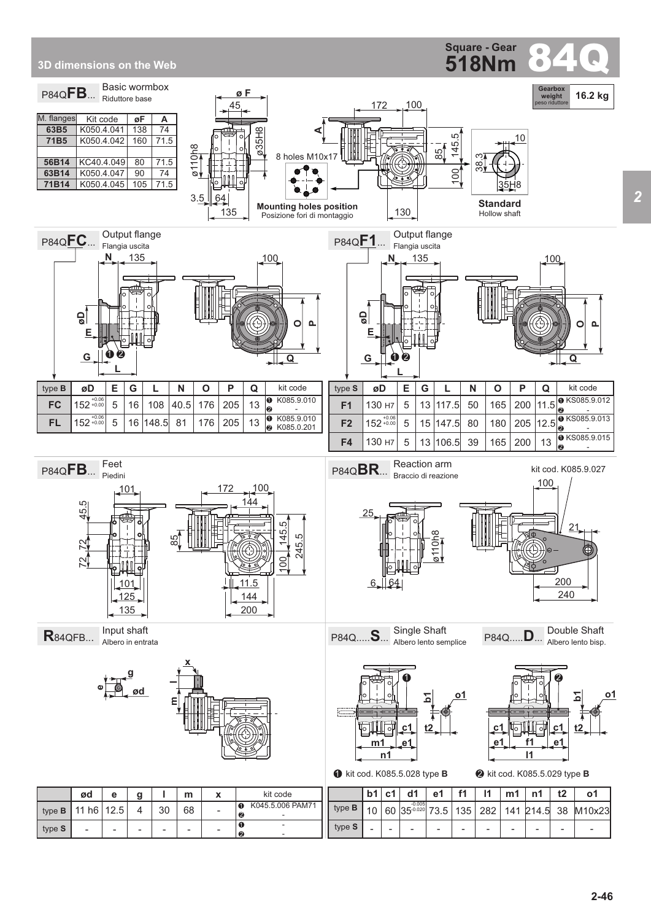3D dimensions on the Web

# Square - Gear 518Nm 84Q

Gearbox weight / peso riduttore: **16.2 kg**

## P84Q**FB**... Basic wormbox
Riduttore base

| M. flanges | Kit code | øF | A |
|---|---|---|---|
| **63B5** | K050.4.041 | 138 | 74 |
| **71B5** | K050.4.042 | 160 | 71.5 |
| | | | |
| **56B14** | KC40.4.049 | 80 | 71.5 |
| **63B14** | K050.4.047 | 90 | 74 |
| **71B14** | K050.4.045 | 105 | 71.5 |

ø F, 45, ø110h8, ø35H8, 3.5, 64, 135

8 holes M10x17

**Mounting holes position**
Posizione fori di montaggio

A, 172, 100, 85, 145.5, 100, 130, 10, 38.3, 35H8

**Standard**
Hollow shaft

## P84Q**FC**... Output flange
Flangia uscita

N, 135, 100, øD, E, G, L, O, P, Q, ❶ ❷

| type **B** | øD | E | G | L | N | O | P | Q | kit code |
|---|---|---|---|---|---|---|---|---|---|
| **FC** | 152 $^{+0.06}_{+0.00}$ | 5 | 16 | 108 | 40.5 | 176 | 205 | 13 | ❶ K085.9.010 ❷ - |
| **FL** | 152 $^{+0.06}_{+0.00}$ | 5 | 16 | 148.5 | 81 | 176 | 205 | 13 | ❶ K085.9.010 ❷ K085.0.201 |

## P84Q**F1**... Output flange
Flangia uscita

N, 135, 100, øD, E, G, L, O, P, Q, ❶ ❷

| type **S** | øD | E | G | L | N | O | P | Q | kit code |
|---|---|---|---|---|---|---|---|---|---|
| **F1** | 130 H7 | 5 | 13 | 117.5 | 50 | 165 | 200 | 11.5 | ❶ KS085.9.012 ❷ - |
| **F2** | 152 $^{+0.06}_{+0.00}$ | 5 | 15 | 147.5 | 80 | 180 | 205 | 12.5 | ❶ KS085.9.013 ❷ - |
| **F4** | 130 H7 | 5 | 13 | 106.5 | 39 | 165 | 200 | 13 | ❶ KS085.9.015 ❷ - |

## P84Q**FB**... Feet
Piedini

101, 45.5, 72, 72, 101, 125, 135, 172, 100, 144, 85, 145.5, 245.5, 100, 11.5, 144, 200

## P84Q**BR**... Reaction arm
Braccio di reazione

kit cod. K085.9.027

25, ø110h8, 6, 64, 100, 21, 200, 240

## **R**84QFB... Input shaft
Albero in entrata

x, g, e, ød, l, m

| | ød | e | g | l | m | x | kit code |
|---|---|---|---|---|---|---|---|
| type **B** | 11 h6 | 12.5 | 4 | 30 | 68 | - | ❶ K045.5.006 PAM71 ❷ - |
| type **S** | - | - | - | - | - | - | ❶ - ❷ - |

## P84Q.....**S**... Single Shaft
Albero lento semplice

## P84Q.....**D**... Double Shaft
Albero lento bisp.

❶ kit cod. K085.5.028 type **B**

❷ kit cod. K085.5.029 type **B**

| | b1 | c1 | d1 | e1 | f1 | l1 | m1 | n1 | t2 | o1 |
|---|---|---|---|---|---|---|---|---|---|---|
| type **B** | 10 | 60 | 35 $^{-0.005}_{-0.020}$ | 73.5 | 135 | 282 | 141 | 214.5 | 38 | M10x23 |
| type **S** | - | - | - | - | - | - | - | - | - | - |